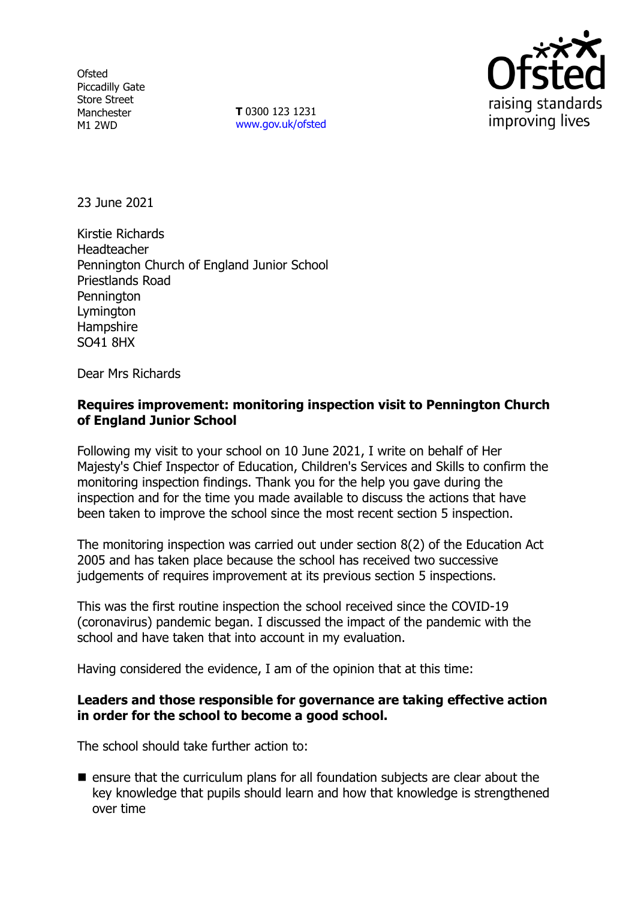Ofsted
Piccadilly Gate
Store Street
Manchester
M1 2WD

**T** 0300 123 1231
www.gov.uk/ofsted

23 June 2021

Kirstie Richards
Headteacher
Pennington Church of England Junior School
Priestlands Road
Pennington
Lymington
Hampshire
SO41 8HX

Dear Mrs Richards

**Requires improvement: monitoring inspection visit to Pennington Church of England Junior School**

Following my visit to your school on 10 June 2021, I write on behalf of Her Majesty's Chief Inspector of Education, Children's Services and Skills to confirm the monitoring inspection findings. Thank you for the help you gave during the inspection and for the time you made available to discuss the actions that have been taken to improve the school since the most recent section 5 inspection.

The monitoring inspection was carried out under section 8(2) of the Education Act 2005 and has taken place because the school has received two successive judgements of requires improvement at its previous section 5 inspections.

This was the first routine inspection the school received since the COVID-19 (coronavirus) pandemic began. I discussed the impact of the pandemic with the school and have taken that into account in my evaluation.

Having considered the evidence, I am of the opinion that at this time:

**Leaders and those responsible for governance are taking effective action in order for the school to become a good school.**

The school should take further action to:

- ensure that the curriculum plans for all foundation subjects are clear about the key knowledge that pupils should learn and how that knowledge is strengthened over time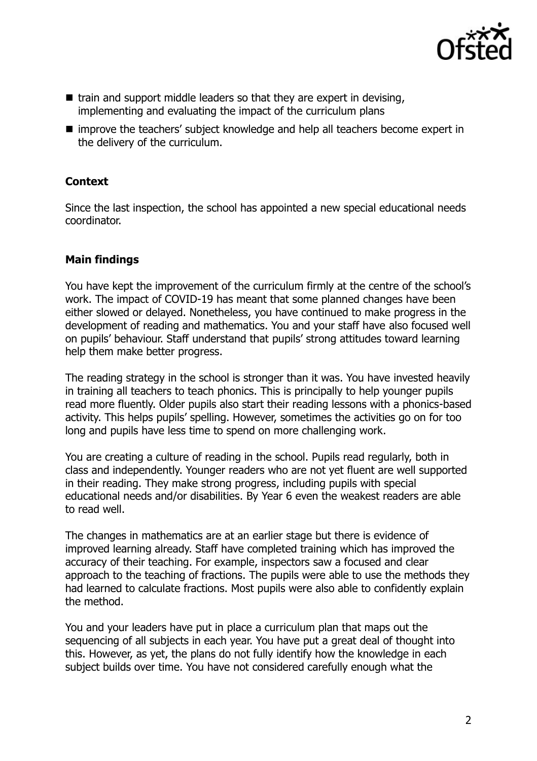- train and support middle leaders so that they are expert in devising, implementing and evaluating the impact of the curriculum plans
- improve the teachers' subject knowledge and help all teachers become expert in the delivery of the curriculum.

### Context

Since the last inspection, the school has appointed a new special educational needs coordinator.

### Main findings

You have kept the improvement of the curriculum firmly at the centre of the school's work. The impact of COVID-19 has meant that some planned changes have been either slowed or delayed. Nonetheless, you have continued to make progress in the development of reading and mathematics. You and your staff have also focused well on pupils' behaviour. Staff understand that pupils' strong attitudes toward learning help them make better progress.

The reading strategy in the school is stronger than it was. You have invested heavily in training all teachers to teach phonics. This is principally to help younger pupils read more fluently. Older pupils also start their reading lessons with a phonics-based activity. This helps pupils' spelling. However, sometimes the activities go on for too long and pupils have less time to spend on more challenging work.

You are creating a culture of reading in the school. Pupils read regularly, both in class and independently. Younger readers who are not yet fluent are well supported in their reading. They make strong progress, including pupils with special educational needs and/or disabilities. By Year 6 even the weakest readers are able to read well.

The changes in mathematics are at an earlier stage but there is evidence of improved learning already. Staff have completed training which has improved the accuracy of their teaching. For example, inspectors saw a focused and clear approach to the teaching of fractions. The pupils were able to use the methods they had learned to calculate fractions. Most pupils were also able to confidently explain the method.

You and your leaders have put in place a curriculum plan that maps out the sequencing of all subjects in each year. You have put a great deal of thought into this. However, as yet, the plans do not fully identify how the knowledge in each subject builds over time. You have not considered carefully enough what the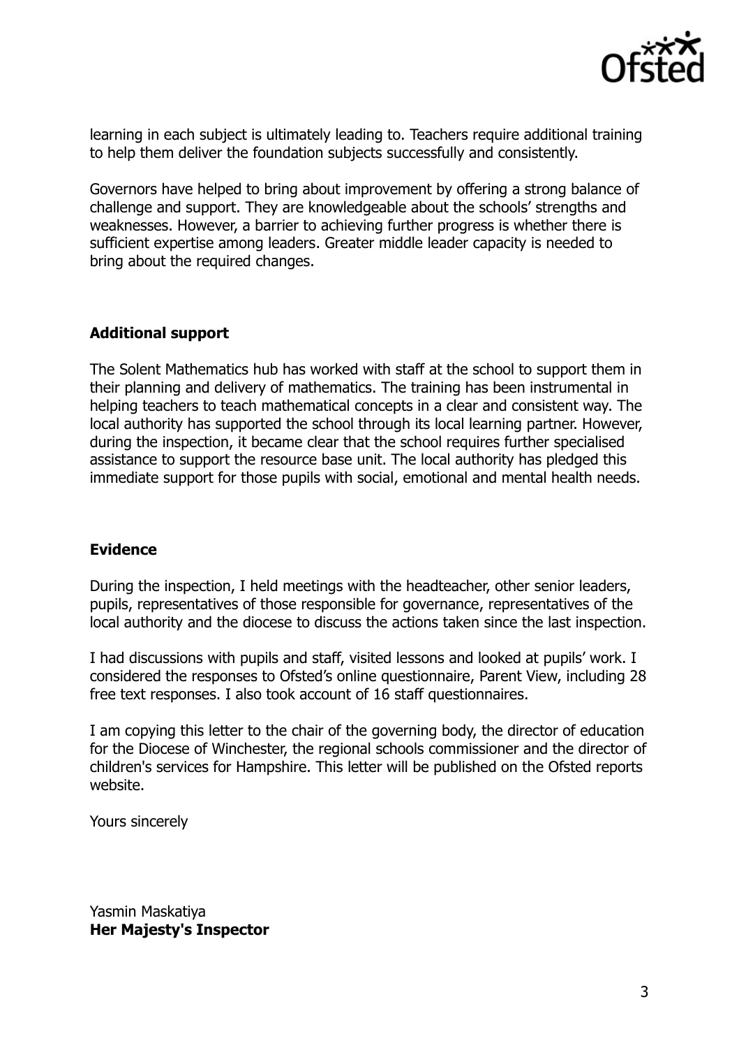learning in each subject is ultimately leading to. Teachers require additional training to help them deliver the foundation subjects successfully and consistently.

Governors have helped to bring about improvement by offering a strong balance of challenge and support. They are knowledgeable about the schools' strengths and weaknesses. However, a barrier to achieving further progress is whether there is sufficient expertise among leaders. Greater middle leader capacity is needed to bring about the required changes.

## Additional support

The Solent Mathematics hub has worked with staff at the school to support them in their planning and delivery of mathematics. The training has been instrumental in helping teachers to teach mathematical concepts in a clear and consistent way. The local authority has supported the school through its local learning partner. However, during the inspection, it became clear that the school requires further specialised assistance to support the resource base unit. The local authority has pledged this immediate support for those pupils with social, emotional and mental health needs.

## Evidence

During the inspection, I held meetings with the headteacher, other senior leaders, pupils, representatives of those responsible for governance, representatives of the local authority and the diocese to discuss the actions taken since the last inspection.

I had discussions with pupils and staff, visited lessons and looked at pupils' work. I considered the responses to Ofsted's online questionnaire, Parent View, including 28 free text responses. I also took account of 16 staff questionnaires.

I am copying this letter to the chair of the governing body, the director of education for the Diocese of Winchester, the regional schools commissioner and the director of children's services for Hampshire. This letter will be published on the Ofsted reports website.

Yours sincerely

Yasmin Maskatiya
**Her Majesty's Inspector**